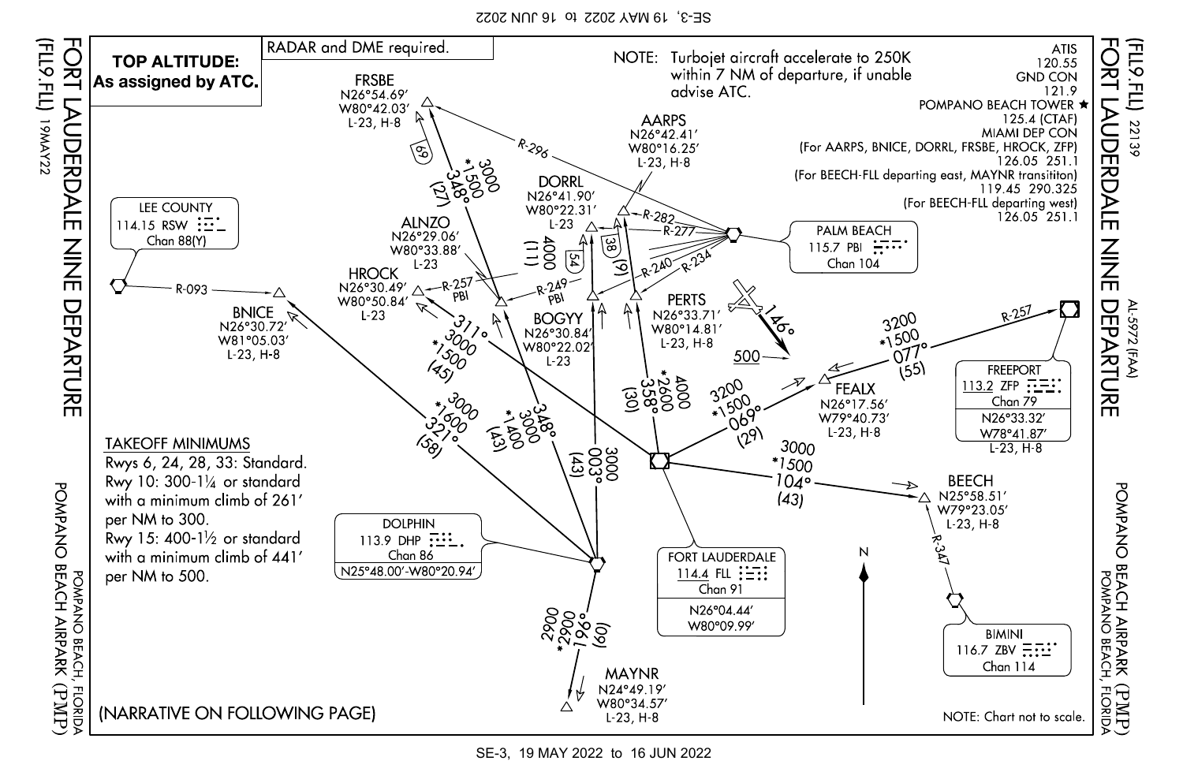# FORT LAUDERDALE NINE DEPARTURE (FLL9.FLL)

POMPANO BEACH AIRPARK (PMP)
POMPANO BEACH, FLORIDA

AL-5972 (FAA)

**TOP ALTITUDE: As assigned by ATC.**

RADAR and DME required.

NOTE: Turbojet aircraft accelerate to 250K within 7 NM of departure, if unable advise ATC.

ATIS 120.55
GND CON 121.9
POMPANO BEACH TOWER ★ 125.4 (CTAF)
MIAMI DEP CON
(For AARPS, BNICE, DORRL, FRSBE, HROCK, ZFP) 126.05 251.1
(For BEECH-FLL departing east, MAYNR transititon) 119.45 290.325
(For BEECH-FLL departing west) 126.05 251.1

## TAKEOFF MINIMUMS

Rwys 6, 24, 28, 33: Standard.
Rwy 10: 300-1¼ or standard with a minimum climb of 261′ per NM to 300.
Rwy 15: 400-1½ or standard with a minimum climb of 441′ per NM to 500.

## Fixes and NAVAIDs

- FRSBE N26°54.69′ W80°42.03′ L-23, H-8
- AARPS N26°42.41′ W80°16.25′ L-23, H-8
- DORRL N26°41.90′ W80°22.31′ L-23
- ALNZO N26°29.06′ W80°33.88′ L-23
- HROCK N26°30.49′ W80°50.84′ L-23
- BOGYY N26°30.84′ W80°22.02′ L-23
- PERTS N26°33.71′ W80°14.81′ L-23, H-8
- BNICE N26°30.72′ W81°05.03′ L-23, H-8
- FEALX N26°17.56′ W79°40.73′ L-23, H-8
- BEECH N25°58.51′ W79°23.05′ L-23, H-8
- MAYNR N24°49.19′ W80°34.57′ L-23, H-8
- LEE COUNTY 114.15 RSW Chan 88(Y)
- PALM BEACH 115.7 PBI Chan 104
- FREEPORT 113.2 ZFP Chan 79 N26°33.32′ W78°41.87′ L-23, H-8
- DOLPHIN 113.9 DHP Chan 86 N25°48.00′-W80°20.94′
- FORT LAUDERDALE 114.4 FLL Chan 91 N26°04.44′ W80°09.99′
- BIMINI 116.7 ZBV Chan 114

## Routes (chart labels)

- FLL 311° 3000 *1500 (45) to HROCK; PBI R-257
- FLL 358° 4000 *2600 (30) to PERTS; PERTS (9) to AARPS; PBI R-282
- FLL 069° 3200 *1500 (29) to FEALX; FEALX 077° 3200 *1500 (55) to ZFP; ZFP R-257
- FLL 104° 3000 *1500 (43) to BEECH; ZBV R-347
- DHP 321° 3000 *1600 (58) to BNICE; RSW R-093
- DHP 348° 3000 *1400 (43) to ALNZO; ALNZO 348° 3000 *1500 (27) to FRSBE; PBI R-296; (69)
- DHP 003° 3000 (43) to BOGYY; BOGYY 4000 (11) to DORRL; PBI R-277; (54)
- PBI R-249 to ALNZO; PBI R-240; PBI R-234; (38)
- DHP 196° 2900 *2900 (60) to MAYNR
- Rwy 146° 500

(NARRATIVE ON FOLLOWING PAGE)

NOTE: Chart not to scale.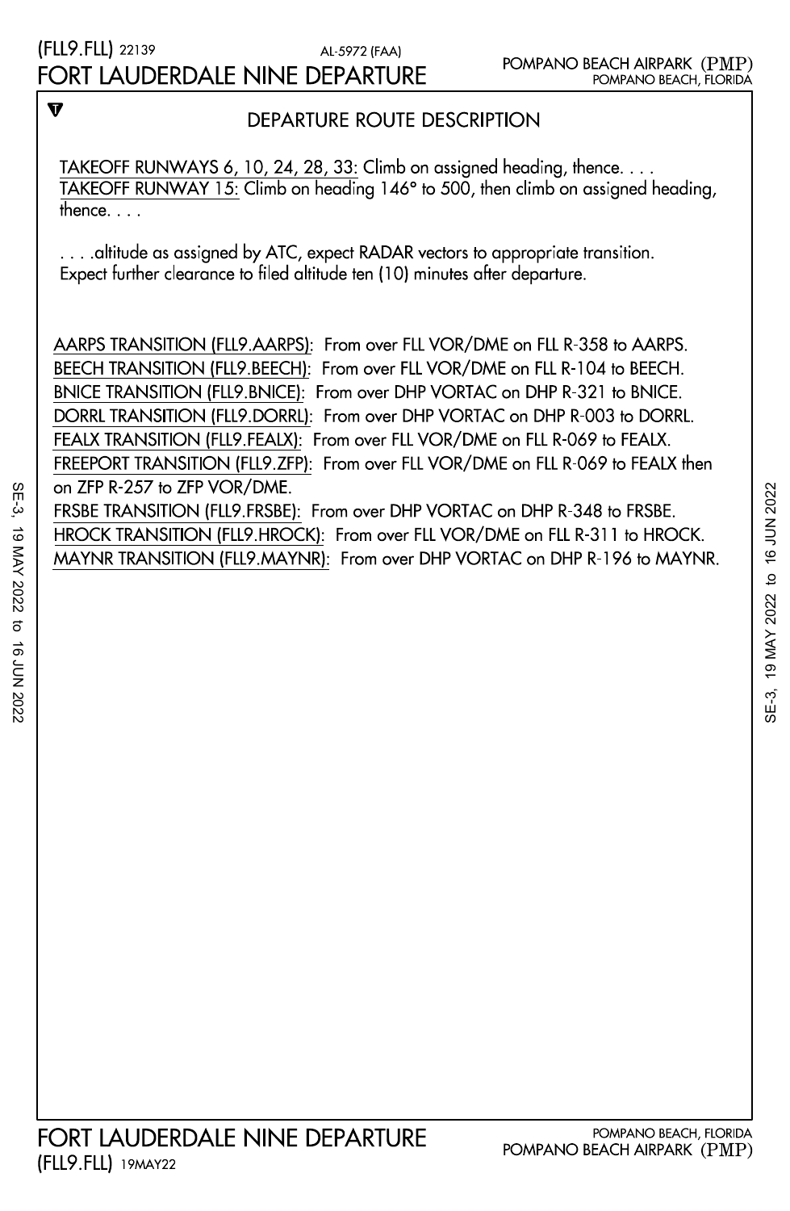# FORT LAUDERDALE NINE DEPARTURE

(FLL9.FLL) 22139

AL-5972 (FAA)

POMPANO BEACH AIRPARK (PMP)
POMPANO BEACH, FLORIDA

## DEPARTURE ROUTE DESCRIPTION

TAKEOFF RUNWAYS 6, 10, 24, 28, 33: Climb on assigned heading, thence. . . .
TAKEOFF RUNWAY 15: Climb on heading 146° to 500, then climb on assigned heading, thence. . . .

. . . .altitude as assigned by ATC, expect RADAR vectors to appropriate transition. Expect further clearance to filed altitude ten (10) minutes after departure.

AARPS TRANSITION (FLL9.AARPS): From over FLL VOR/DME on FLL R-358 to AARPS.
BEECH TRANSITION (FLL9.BEECH): From over FLL VOR/DME on FLL R-104 to BEECH.
BNICE TRANSITION (FLL9.BNICE): From over DHP VORTAC on DHP R-321 to BNICE.
DORRL TRANSITION (FLL9.DORRL): From over DHP VORTAC on DHP R-003 to DORRL.
FEALX TRANSITION (FLL9.FEALX): From over FLL VOR/DME on FLL R-069 to FEALX.
FREEPORT TRANSITION (FLL9.ZFP): From over FLL VOR/DME on FLL R-069 to FEALX then on ZFP R-257 to ZFP VOR/DME.
FRSBE TRANSITION (FLL9.FRSBE): From over DHP VORTAC on DHP R-348 to FRSBE.
HROCK TRANSITION (FLL9.HROCK): From over FLL VOR/DME on FLL R-311 to HROCK.
MAYNR TRANSITION (FLL9.MAYNR): From over DHP VORTAC on DHP R-196 to MAYNR.